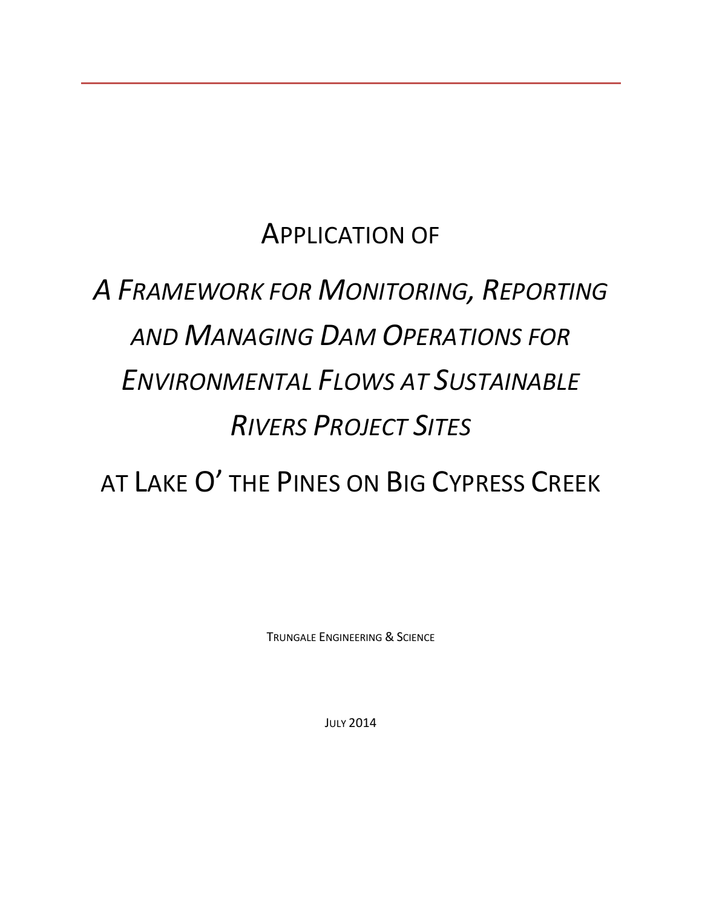# APPLICATION OF

# *A FRAMEWORK FOR MONITORING, REPORTING AND MANAGING DAM OPERATIONS FOR ENVIRONMENTAL FLOWS AT SUSTAINABLE RIVERS PROJECT SITES*

# AT LAKE O' THE PINES ON BIG CYPRESS CREEK

TRUNGALE ENGINEERING & SCIENCE

JULY 2014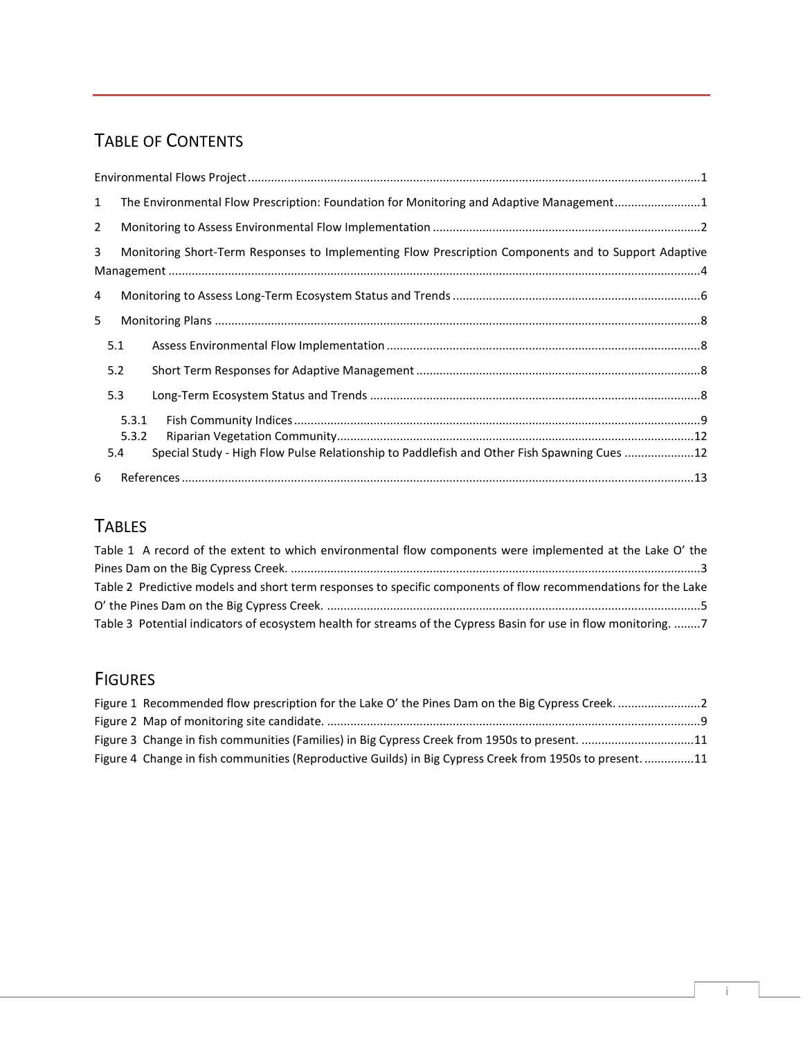# TABLE OF CONTENTS

Environmental Flows Project ....................................................................................................................................1

1 The Environmental Flow Prescription: Foundation for Monitoring and Adaptive Management..........................1

2 Monitoring to Assess Environmental Flow Implementation ................................................................................2

3 Monitoring Short-Term Responses to Implementing Flow Prescription Components and to Support Adaptive Management ..............................................................................................................................................4

4 Monitoring to Assess Long-Term Ecosystem Status and Trends ..........................................................................6

5 Monitoring Plans ................................................................................................................................................8

5.1 Assess Environmental Flow Implementation .............................................................................................8

5.2 Short Term Responses for Adaptive Management .....................................................................................8

5.3 Long-Term Ecosystem Status and Trends ..................................................................................................8

5.3.1 Fish Community Indices .........................................................................................................................9

5.3.2 Riparian Vegetation Community..........................................................................................................12

5.4 Special Study - High Flow Pulse Relationship to Paddlefish and Other Fish Spawning Cues ....................12

6 References .........................................................................................................................................................13

# TABLES

Table 1 A record of the extent to which environmental flow components were implemented at the Lake O' the Pines Dam on the Big Cypress Creek. ..........................................................................................................................3

Table 2 Predictive models and short term responses to specific components of flow recommendations for the Lake O' the Pines Dam on the Big Cypress Creek. ................................................................................................................5

Table 3 Potential indicators of ecosystem health for streams of the Cypress Basin for use in flow monitoring. ........7

# FIGURES

Figure 1 Recommended flow prescription for the Lake O' the Pines Dam on the Big Cypress Creek. .........................2

Figure 2 Map of monitoring site candidate. ................................................................................................................9

Figure 3 Change in fish communities (Families) in Big Cypress Creek from 1950s to present. ..................................11

Figure 4 Change in fish communities (Reproductive Guilds) in Big Cypress Creek from 1950s to present. ...............11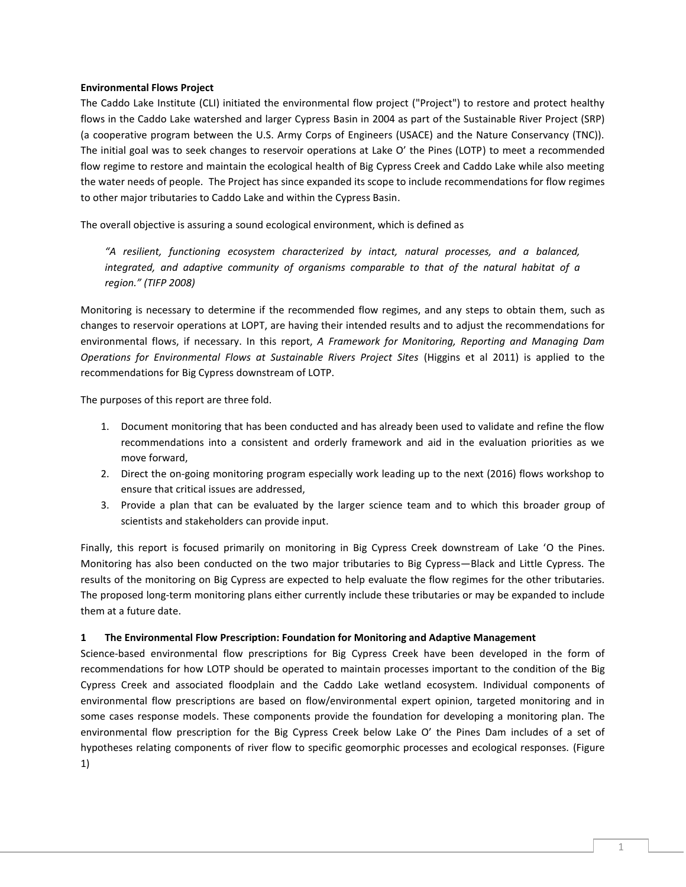**Environmental Flows Project**

The Caddo Lake Institute (CLI) initiated the environmental flow project ("Project") to restore and protect healthy flows in the Caddo Lake watershed and larger Cypress Basin in 2004 as part of the Sustainable River Project (SRP) (a cooperative program between the U.S. Army Corps of Engineers (USACE) and the Nature Conservancy (TNC)). The initial goal was to seek changes to reservoir operations at Lake O' the Pines (LOTP) to meet a recommended flow regime to restore and maintain the ecological health of Big Cypress Creek and Caddo Lake while also meeting the water needs of people. The Project has since expanded its scope to include recommendations for flow regimes to other major tributaries to Caddo Lake and within the Cypress Basin.

The overall objective is assuring a sound ecological environment, which is defined as

> *"A resilient, functioning ecosystem characterized by intact, natural processes, and a balanced, integrated, and adaptive community of organisms comparable to that of the natural habitat of a region." (TIFP 2008)*

Monitoring is necessary to determine if the recommended flow regimes, and any steps to obtain them, such as changes to reservoir operations at LOPT, are having their intended results and to adjust the recommendations for environmental flows, if necessary. In this report, *A Framework for Monitoring, Reporting and Managing Dam Operations for Environmental Flows at Sustainable Rivers Project Sites* (Higgins et al 2011) is applied to the recommendations for Big Cypress downstream of LOTP.

The purposes of this report are three fold.

1. Document monitoring that has been conducted and has already been used to validate and refine the flow recommendations into a consistent and orderly framework and aid in the evaluation priorities as we move forward,
2. Direct the on-going monitoring program especially work leading up to the next (2016) flows workshop to ensure that critical issues are addressed,
3. Provide a plan that can be evaluated by the larger science team and to which this broader group of scientists and stakeholders can provide input.

Finally, this report is focused primarily on monitoring in Big Cypress Creek downstream of Lake 'O the Pines. Monitoring has also been conducted on the two major tributaries to Big Cypress—Black and Little Cypress. The results of the monitoring on Big Cypress are expected to help evaluate the flow regimes for the other tributaries. The proposed long-term monitoring plans either currently include these tributaries or may be expanded to include them at a future date.

## 1 The Environmental Flow Prescription: Foundation for Monitoring and Adaptive Management

Science-based environmental flow prescriptions for Big Cypress Creek have been developed in the form of recommendations for how LOTP should be operated to maintain processes important to the condition of the Big Cypress Creek and associated floodplain and the Caddo Lake wetland ecosystem. Individual components of environmental flow prescriptions are based on flow/environmental expert opinion, targeted monitoring and in some cases response models. These components provide the foundation for developing a monitoring plan. The environmental flow prescription for the Big Cypress Creek below Lake O' the Pines Dam includes of a set of hypotheses relating components of river flow to specific geomorphic processes and ecological responses. (Figure 1)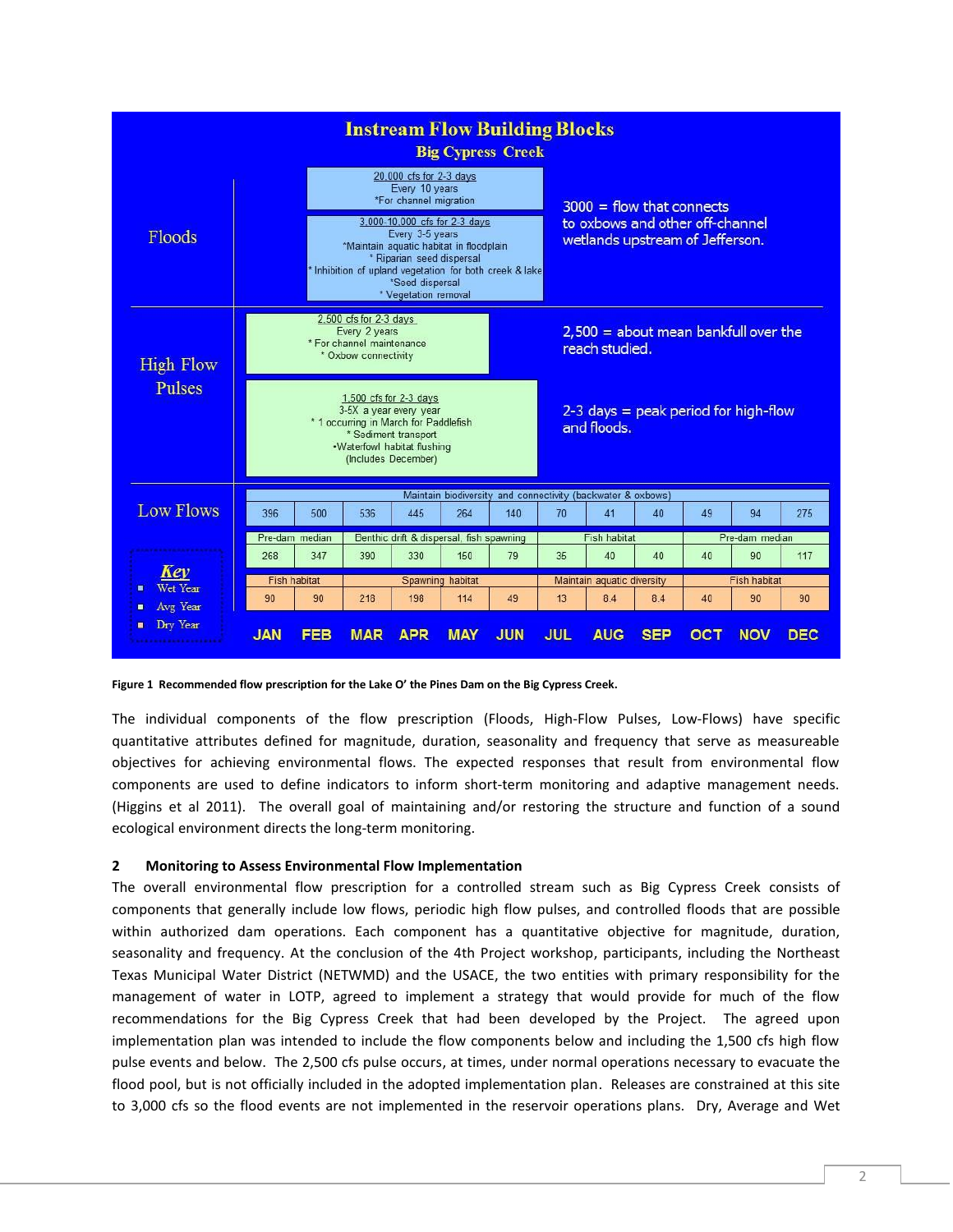**Instream Flow Building Blocks**

**Big Cypress Creek**

**Floods**

20,000 cfs for 2-3 days
Every 10 years
*For channel migration

3,000-10,000 cfs for 2-3 days
Every 3-5 years
*Maintain aquatic habitat in floodplain
* Riparian seed dispersal
* Inhibition of upland vegetation for both creek & lake
*Seed dispersal
* Vegetation removal

3000 = flow that connects to oxbows and other off-channel wetlands upstream of Jefferson.

**High Flow Pulses**

2,500 cfs for 2-3 days
Every 2 years
* For channel maintenance
* Oxbow connectivity

2,500 = about mean bankfull over the reach studied.

1,500 cfs for 2-3 days
3-5X a year every year
* 1 occuring in March for Paddlefish
* Sediment transport
•Waterfowl habitat flushing
(Includes December)

2-3 days = peak period for high-flow and floods.

**Low Flows**

| Key | JAN | FEB | MAR | APR | MAY | JUN | JUL | AUG | SEP | OCT | NOV | DEC |
|---|---|---|---|---|---|---|---|---|---|---|---|---|
| Wet Year | Maintain biodiversity and connectivity (backwater & oxbows) | | | | | | | | | | | |
| | 396 | 500 | 536 | 445 | 264 | 140 | 70 | 41 | 40 | 49 | 94 | 275 |
| Avg Year | Pre-dam median | | Benthic drift & dispersal, fish spawning | | | | Fish habitat | | | Pre-dam median | | |
| | 268 | 347 | 390 | 330 | 150 | 79 | 35 | 40 | 40 | 40 | 90 | 117 |
| Dry Year | Fish habitat | | Spawning habitat | | | | Maintain aquatic diversity | | | Fish habitat | | |
| | 90 | 90 | 218 | 198 | 114 | 49 | 13 | 8.4 | 8.4 | 40 | 90 | 90 |

**Figure 1 Recommended flow prescription for the Lake O' the Pines Dam on the Big Cypress Creek.**

The individual components of the flow prescription (Floods, High-Flow Pulses, Low-Flows) have specific quantitative attributes defined for magnitude, duration, seasonality and frequency that serve as measureable objectives for achieving environmental flows. The expected responses that result from environmental flow components are used to define indicators to inform short-term monitoring and adaptive management needs. (Higgins et al 2011). The overall goal of maintaining and/or restoring the structure and function of a sound ecological environment directs the long-term monitoring.

## 2 Monitoring to Assess Environmental Flow Implementation

The overall environmental flow prescription for a controlled stream such as Big Cypress Creek consists of components that generally include low flows, periodic high flow pulses, and controlled floods that are possible within authorized dam operations. Each component has a quantitative objective for magnitude, duration, seasonality and frequency. At the conclusion of the 4th Project workshop, participants, including the Northeast Texas Municipal Water District (NETWMD) and the USACE, the two entities with primary responsibility for the management of water in LOTP, agreed to implement a strategy that would provide for much of the flow recommendations for the Big Cypress Creek that had been developed by the Project. The agreed upon implementation plan was intended to include the flow components below and including the 1,500 cfs high flow pulse events and below. The 2,500 cfs pulse occurs, at times, under normal operations necessary to evacuate the flood pool, but is not officially included in the adopted implementation plan. Releases are constrained at this site to 3,000 cfs so the flood events are not implemented in the reservoir operations plans. Dry, Average and Wet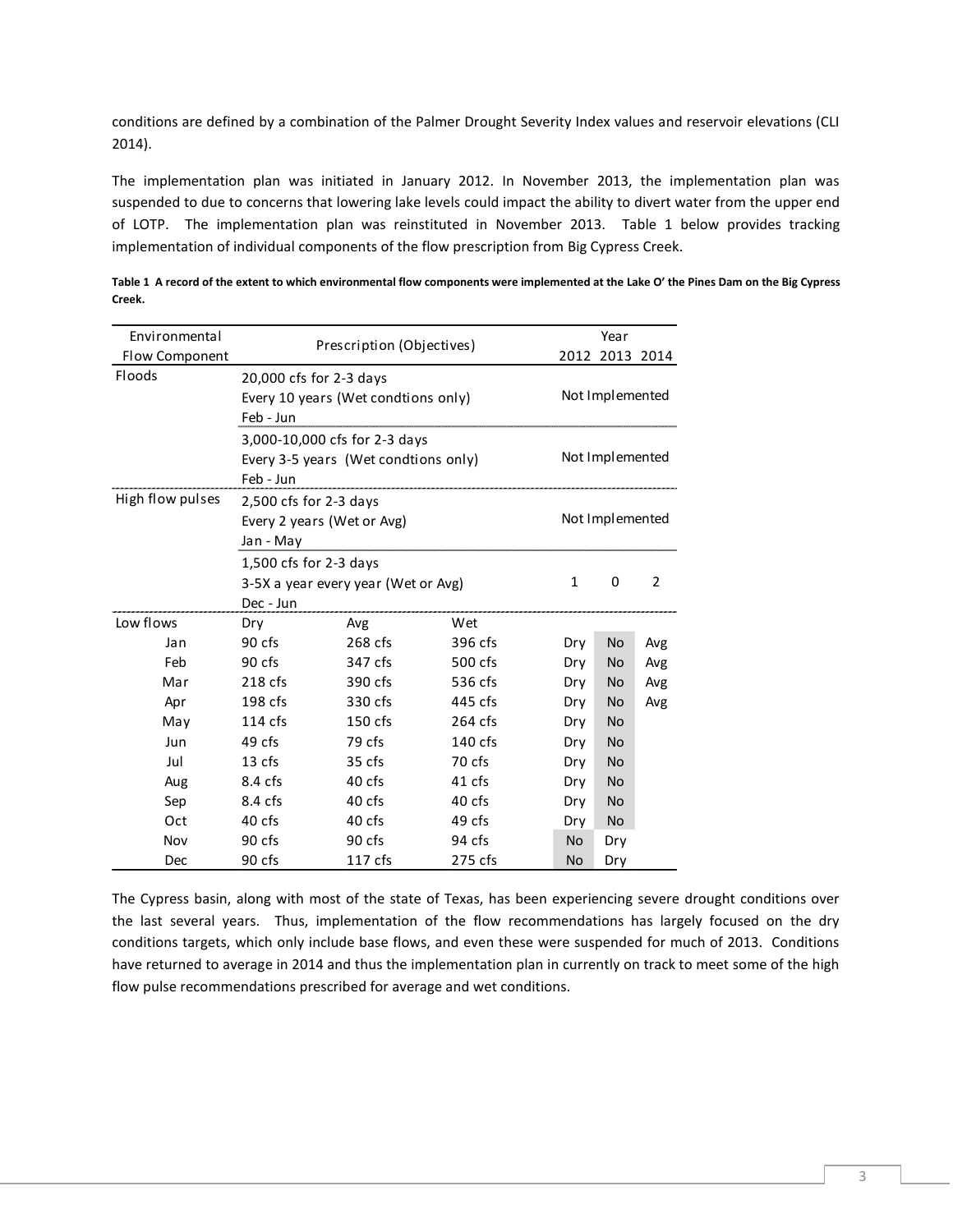conditions are defined by a combination of the Palmer Drought Severity Index values and reservoir elevations (CLI 2014).

The implementation plan was initiated in January 2012. In November 2013, the implementation plan was suspended to due to concerns that lowering lake levels could impact the ability to divert water from the upper end of LOTP. The implementation plan was reinstituted in November 2013. Table 1 below provides tracking implementation of individual components of the flow prescription from Big Cypress Creek.

**Table 1 A record of the extent to which environmental flow components were implemented at the Lake O' the Pines Dam on the Big Cypress Creek.**

| Environmental Flow Component | Prescription (Objectives) | | | Year 2012 | 2013 | 2014 |
|---|---|---|---|---|---|---|
| Floods | 20,000 cfs for 2-3 days<br>Every 10 years (Wet condtions only)<br>Feb - Jun | | | Not Implemented | | |
| | 3,000-10,000 cfs for 2-3 days<br>Every 3-5 years (Wet condtions only)<br>Feb - Jun | | | Not Implemented | | |
| High flow pulses | 2,500 cfs for 2-3 days<br>Every 2 years (Wet or Avg)<br>Jan - May | | | Not Implemented | | |
| | 1,500 cfs for 2-3 days<br>3-5X a year every year (Wet or Avg)<br>Dec - Jun | | | 1 | 0 | 2 |
| Low flows | Dry | Avg | Wet | | | |
| Jan | 90 cfs | 268 cfs | 396 cfs | Dry | No | Avg |
| Feb | 90 cfs | 347 cfs | 500 cfs | Dry | No | Avg |
| Mar | 218 cfs | 390 cfs | 536 cfs | Dry | No | Avg |
| Apr | 198 cfs | 330 cfs | 445 cfs | Dry | No | Avg |
| May | 114 cfs | 150 cfs | 264 cfs | Dry | No | |
| Jun | 49 cfs | 79 cfs | 140 cfs | Dry | No | |
| Jul | 13 cfs | 35 cfs | 70 cfs | Dry | No | |
| Aug | 8.4 cfs | 40 cfs | 41 cfs | Dry | No | |
| Sep | 8.4 cfs | 40 cfs | 40 cfs | Dry | No | |
| Oct | 40 cfs | 40 cfs | 49 cfs | Dry | No | |
| Nov | 90 cfs | 90 cfs | 94 cfs | No | Dry | |
| Dec | 90 cfs | 117 cfs | 275 cfs | No | Dry | |

The Cypress basin, along with most of the state of Texas, has been experiencing severe drought conditions over the last several years. Thus, implementation of the flow recommendations has largely focused on the dry conditions targets, which only include base flows, and even these were suspended for much of 2013. Conditions have returned to average in 2014 and thus the implementation plan in currently on track to meet some of the high flow pulse recommendations prescribed for average and wet conditions.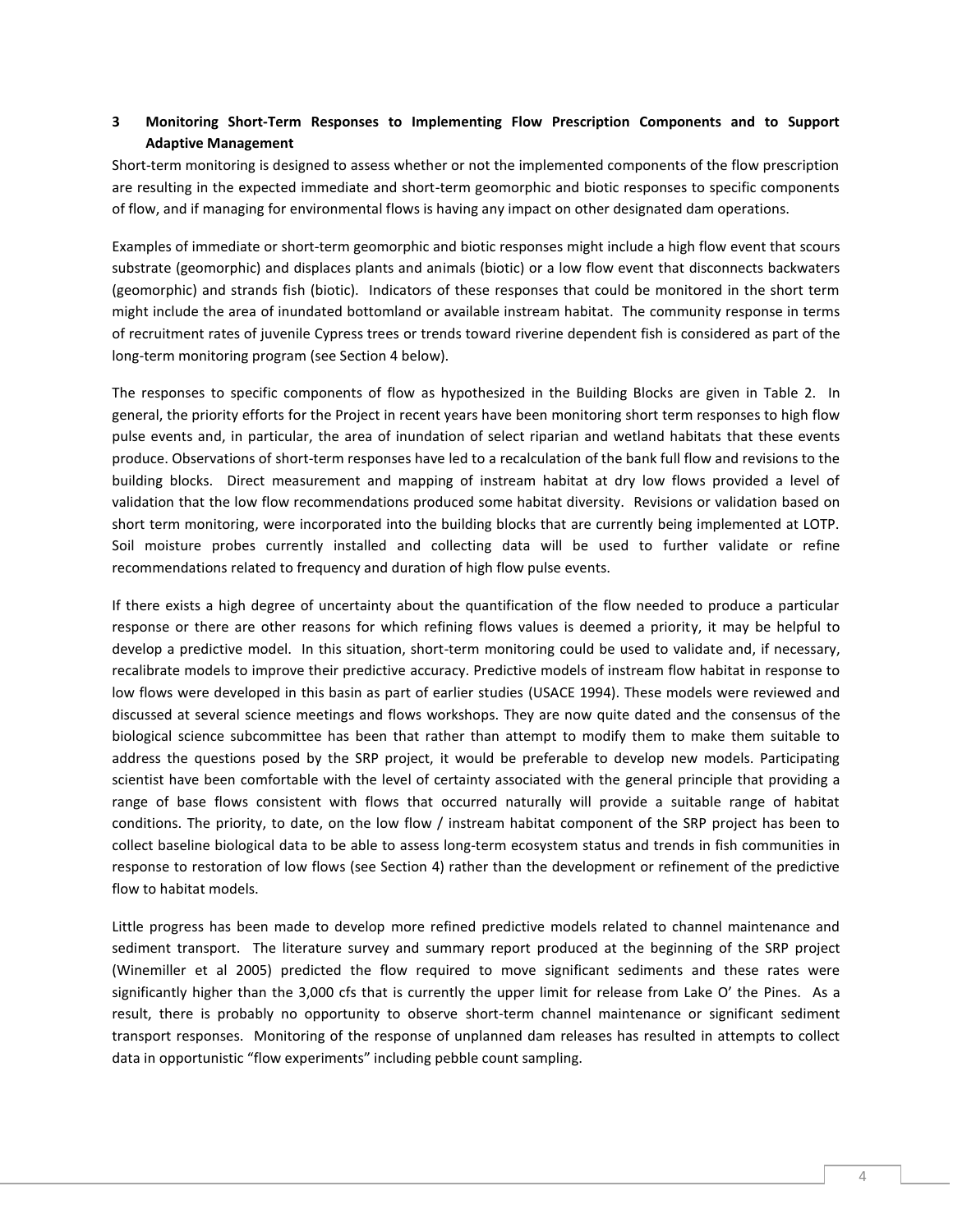## 3 Monitoring Short-Term Responses to Implementing Flow Prescription Components and to Support Adaptive Management

Short-term monitoring is designed to assess whether or not the implemented components of the flow prescription are resulting in the expected immediate and short-term geomorphic and biotic responses to specific components of flow, and if managing for environmental flows is having any impact on other designated dam operations.

Examples of immediate or short-term geomorphic and biotic responses might include a high flow event that scours substrate (geomorphic) and displaces plants and animals (biotic) or a low flow event that disconnects backwaters (geomorphic) and strands fish (biotic). Indicators of these responses that could be monitored in the short term might include the area of inundated bottomland or available instream habitat. The community response in terms of recruitment rates of juvenile Cypress trees or trends toward riverine dependent fish is considered as part of the long-term monitoring program (see Section 4 below).

The responses to specific components of flow as hypothesized in the Building Blocks are given in Table 2. In general, the priority efforts for the Project in recent years have been monitoring short term responses to high flow pulse events and, in particular, the area of inundation of select riparian and wetland habitats that these events produce. Observations of short-term responses have led to a recalculation of the bank full flow and revisions to the building blocks. Direct measurement and mapping of instream habitat at dry low flows provided a level of validation that the low flow recommendations produced some habitat diversity. Revisions or validation based on short term monitoring, were incorporated into the building blocks that are currently being implemented at LOTP. Soil moisture probes currently installed and collecting data will be used to further validate or refine recommendations related to frequency and duration of high flow pulse events.

If there exists a high degree of uncertainty about the quantification of the flow needed to produce a particular response or there are other reasons for which refining flows values is deemed a priority, it may be helpful to develop a predictive model. In this situation, short-term monitoring could be used to validate and, if necessary, recalibrate models to improve their predictive accuracy. Predictive models of instream flow habitat in response to low flows were developed in this basin as part of earlier studies (USACE 1994). These models were reviewed and discussed at several science meetings and flows workshops. They are now quite dated and the consensus of the biological science subcommittee has been that rather than attempt to modify them to make them suitable to address the questions posed by the SRP project, it would be preferable to develop new models. Participating scientist have been comfortable with the level of certainty associated with the general principle that providing a range of base flows consistent with flows that occurred naturally will provide a suitable range of habitat conditions. The priority, to date, on the low flow / instream habitat component of the SRP project has been to collect baseline biological data to be able to assess long-term ecosystem status and trends in fish communities in response to restoration of low flows (see Section 4) rather than the development or refinement of the predictive flow to habitat models.

Little progress has been made to develop more refined predictive models related to channel maintenance and sediment transport. The literature survey and summary report produced at the beginning of the SRP project (Winemiller et al 2005) predicted the flow required to move significant sediments and these rates were significantly higher than the 3,000 cfs that is currently the upper limit for release from Lake O' the Pines. As a result, there is probably no opportunity to observe short-term channel maintenance or significant sediment transport responses. Monitoring of the response of unplanned dam releases has resulted in attempts to collect data in opportunistic "flow experiments" including pebble count sampling.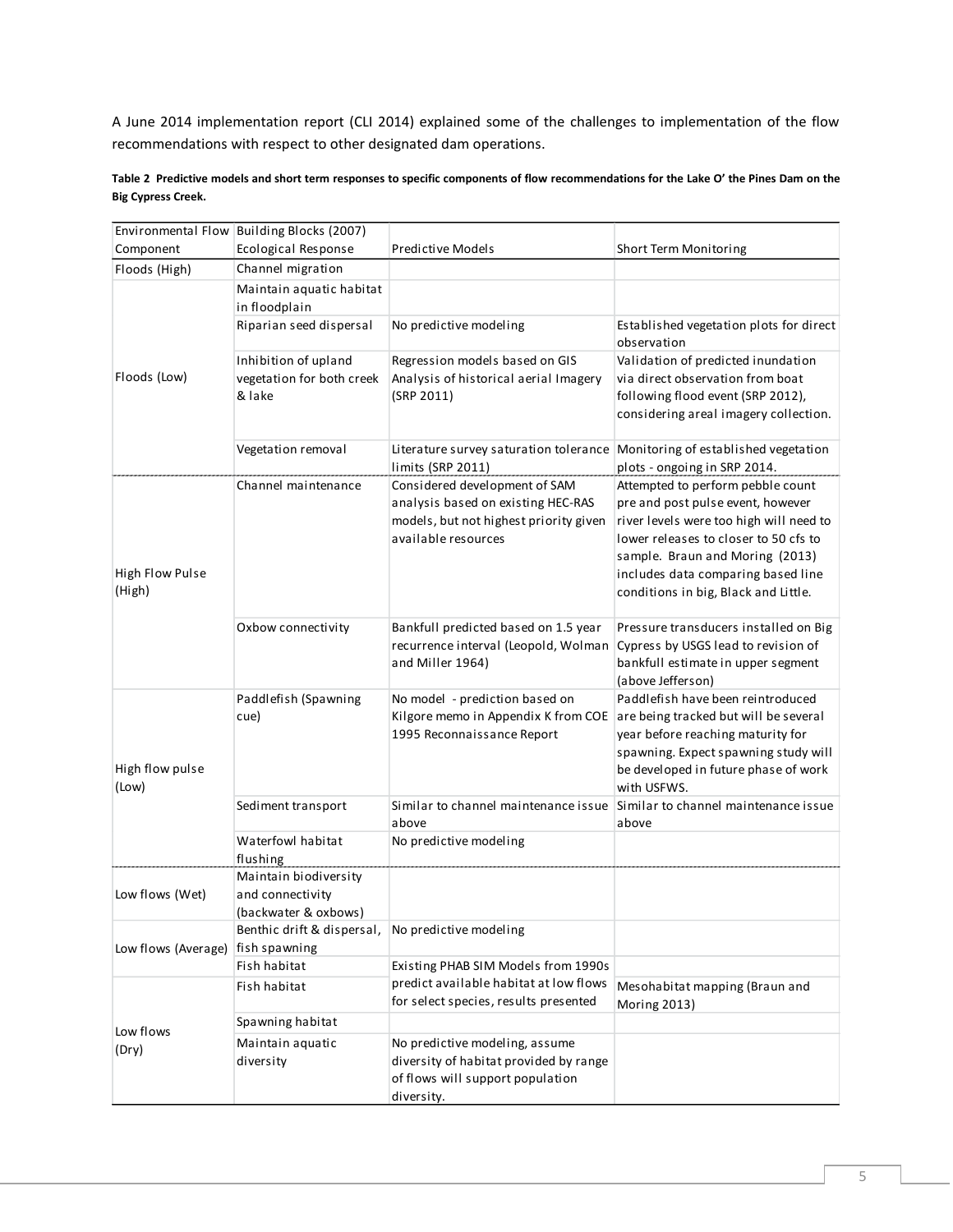A June 2014 implementation report (CLI 2014) explained some of the challenges to implementation of the flow recommendations with respect to other designated dam operations.

**Table 2 Predictive models and short term responses to specific components of flow recommendations for the Lake O' the Pines Dam on the Big Cypress Creek.**

| Environmental Flow Component | Building Blocks (2007) Ecological Response | Predictive Models | Short Term Monitoring |
|---|---|---|---|
| Floods (High) | Channel migration | | |
| Floods (Low) | Maintain aquatic habitat in floodplain | | |
| | Riparian seed dispersal | No predictive modeling | Established vegetation plots for direct observation |
| | Inhibition of upland vegetation for both creek & lake | Regression models based on GIS Analysis of historical aerial Imagery (SRP 2011) | Validation of predicted inundation via direct observation from boat following flood event (SRP 2012), considering areal imagery collection. |
| | Vegetation removal | Literature survey saturation tolerance limits (SRP 2011) | Monitoring of established vegetation plots - ongoing in SRP 2014. |
| High Flow Pulse (High) | Channel maintenance | Considered development of SAM analysis based on existing HEC-RAS models, but not highest priority given available resources | Attempted to perform pebble count pre and post pulse event, however river levels were too high will need to lower releases to closer to 50 cfs to sample. Braun and Moring (2013) includes data comparing based line conditions in big, Black and Little. |
| | Oxbow connectivity | Bankfull predicted based on 1.5 year recurrence interval (Leopold, Wolman and Miller 1964) | Pressure transducers installed on Big Cypress by USGS lead to revision of bankfull estimate in upper segment (above Jefferson) |
| High flow pulse (Low) | Paddlefish (Spawning cue) | No model - prediction based on Kilgore memo in Appendix K from COE 1995 Reconnaissance Report | Paddlefish have been reintroduced are being tracked but will be several year before reaching maturity for spawning. Expect spawning study will be developed in future phase of work with USFWS. |
| | Sediment transport | Similar to channel maintenance issue above | Similar to channel maintenance issue above |
| | Waterfowl habitat flushing | No predictive modeling | |
| Low flows (Wet) | Maintain biodiversity and connectivity (backwater & oxbows) | | |
| Low flows (Average) | Benthic drift & dispersal, fish spawning | No predictive modeling | |
| | Fish habitat | Existing PHAB SIM Models from 1990s predict available habitat at low flows for select species, results presented | |
| Low flows (Dry) | Fish habitat | | Mesohabitat mapping (Braun and Moring 2013) |
| | Spawning habitat | | |
| | Maintain aquatic diversity | No predictive modeling, assume diversity of habitat provided by range of flows will support population diversity. | |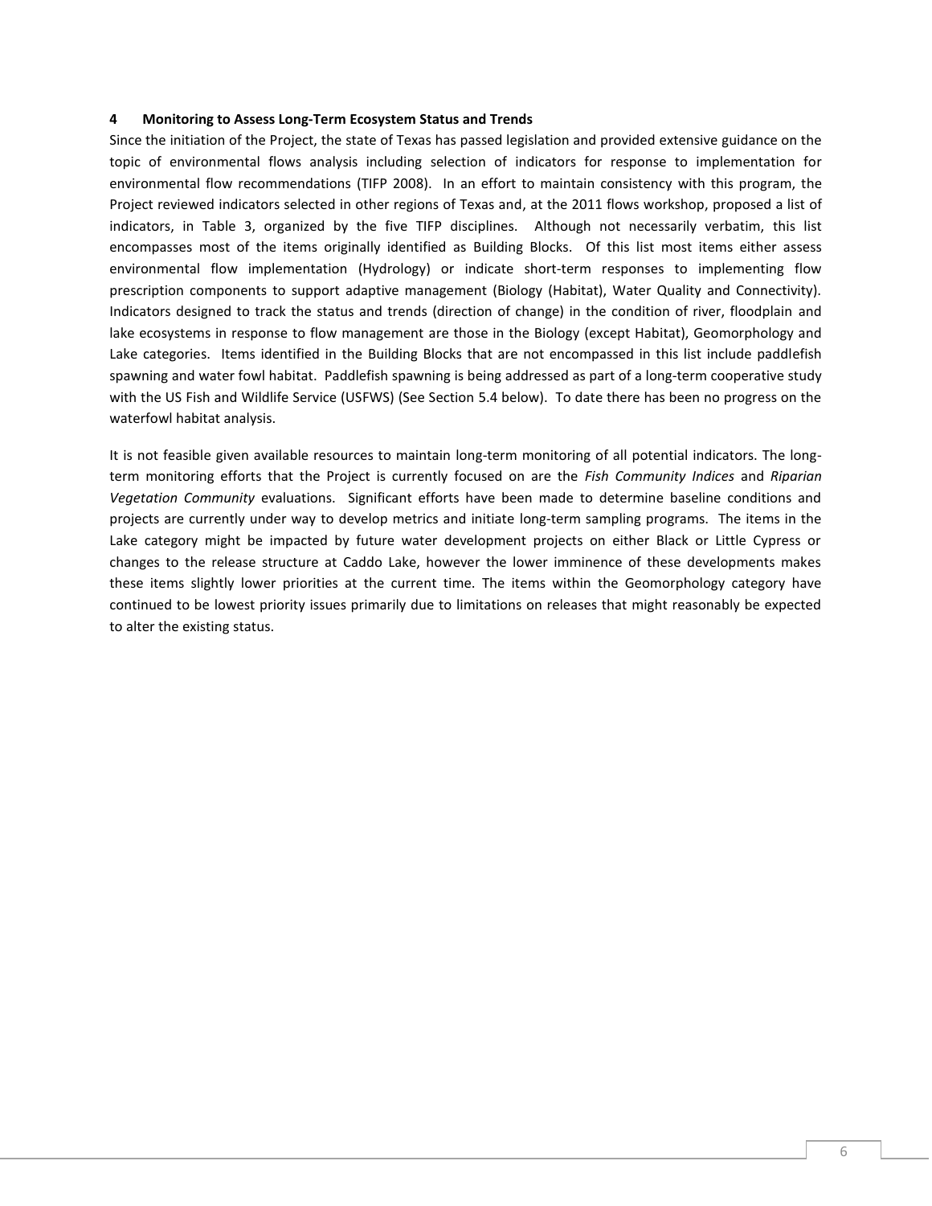## 4 Monitoring to Assess Long-Term Ecosystem Status and Trends

Since the initiation of the Project, the state of Texas has passed legislation and provided extensive guidance on the topic of environmental flows analysis including selection of indicators for response to implementation for environmental flow recommendations (TIFP 2008). In an effort to maintain consistency with this program, the Project reviewed indicators selected in other regions of Texas and, at the 2011 flows workshop, proposed a list of indicators, in Table 3, organized by the five TIFP disciplines. Although not necessarily verbatim, this list encompasses most of the items originally identified as Building Blocks. Of this list most items either assess environmental flow implementation (Hydrology) or indicate short-term responses to implementing flow prescription components to support adaptive management (Biology (Habitat), Water Quality and Connectivity). Indicators designed to track the status and trends (direction of change) in the condition of river, floodplain and lake ecosystems in response to flow management are those in the Biology (except Habitat), Geomorphology and Lake categories. Items identified in the Building Blocks that are not encompassed in this list include paddlefish spawning and water fowl habitat. Paddlefish spawning is being addressed as part of a long-term cooperative study with the US Fish and Wildlife Service (USFWS) (See Section 5.4 below). To date there has been no progress on the waterfowl habitat analysis.

It is not feasible given available resources to maintain long-term monitoring of all potential indicators. The long-term monitoring efforts that the Project is currently focused on are the *Fish Community Indices* and *Riparian Vegetation Community* evaluations. Significant efforts have been made to determine baseline conditions and projects are currently under way to develop metrics and initiate long-term sampling programs. The items in the Lake category might be impacted by future water development projects on either Black or Little Cypress or changes to the release structure at Caddo Lake, however the lower imminence of these developments makes these items slightly lower priorities at the current time. The items within the Geomorphology category have continued to be lowest priority issues primarily due to limitations on releases that might reasonably be expected to alter the existing status.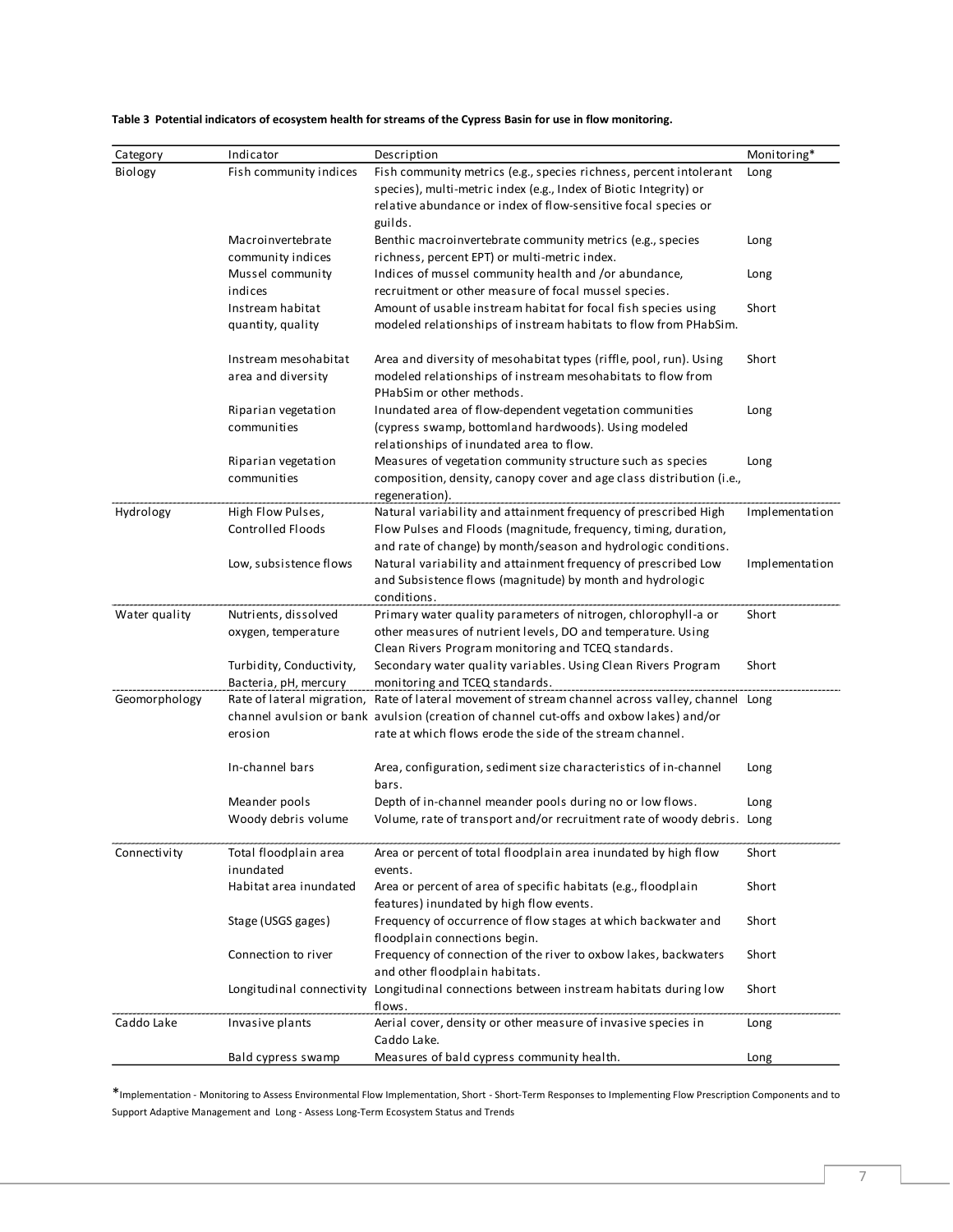**Table 3 Potential indicators of ecosystem health for streams of the Cypress Basin for use in flow monitoring.**

| Category | Indicator | Description | Monitoring* |
|---|---|---|---|
| Biology | Fish community indices | Fish community metrics (e.g., species richness, percent intolerant species), multi-metric index (e.g., Index of Biotic Integrity) or relative abundance or index of flow-sensitive focal species or guilds. | Long |
| | Macroinvertebrate community indices | Benthic macroinvertebrate community metrics (e.g., species richness, percent EPT) or multi-metric index. | Long |
| | Mussel community indices | Indices of mussel community health and /or abundance, recruitment or other measure of focal mussel species. | Long |
| | Instream habitat quantity, quality | Amount of usable instream habitat for focal fish species using modeled relationships of instream habitats to flow from PHabSim. | Short |
| | Instream mesohabitat area and diversity | Area and diversity of mesohabitat types (riffle, pool, run). Using modeled relationships of instream mesohabitats to flow from PHabSim or other methods. | Short |
| | Riparian vegetation communities | Inundated area of flow-dependent vegetation communities (cypress swamp, bottomland hardwoods). Using modeled relationships of inundated area to flow. | Long |
| | Riparian vegetation communities | Measures of vegetation community structure such as species composition, density, canopy cover and age class distribution (i.e., regeneration). | Long |
| Hydrology | High Flow Pulses, Controlled Floods | Natural variability and attainment frequency of prescribed High Flow Pulses and Floods (magnitude, frequency, timing, duration, and rate of change) by month/season and hydrologic conditions. | Implementation |
| | Low, subsistence flows | Natural variability and attainment frequency of prescribed Low and Subsistence flows (magnitude) by month and hydrologic conditions. | Implementation |
| Water quality | Nutrients, dissolved oxygen, temperature | Primary water quality parameters of nitrogen, chlorophyll-a or other measures of nutrient levels, DO and temperature. Using Clean Rivers Program monitoring and TCEQ standards. | Short |
| | Turbidity, Conductivity, Bacteria, pH, mercury | Secondary water quality variables. Using Clean Rivers Program monitoring and TCEQ standards. | Short |
| Geomorphology | Rate of lateral migration, channel avulsion or bank erosion | Rate of lateral movement of stream channel across valley, channel avulsion (creation of channel cut-offs and oxbow lakes) and/or rate at which flows erode the side of the stream channel. | Long |
| | In-channel bars | Area, configuration, sediment size characteristics of in-channel bars. | Long |
| | Meander pools | Depth of in-channel meander pools during no or low flows. | Long |
| | Woody debris volume | Volume, rate of transport and/or recruitment rate of woody debris. | Long |
| Connectivity | Total floodplain area inundated | Area or percent of total floodplain area inundated by high flow events. | Short |
| | Habitat area inundated | Area or percent of area of specific habitats (e.g., floodplain features) inundated by high flow events. | Short |
| | Stage (USGS gages) | Frequency of occurrence of flow stages at which backwater and floodplain connections begin. | Short |
| | Connection to river | Frequency of connection of the river to oxbow lakes, backwaters and other floodplain habitats. | Short |
| | Longitudinal connectivity | Longitudinal connections between instream habitats during low flows. | Short |
| Caddo Lake | Invasive plants | Aerial cover, density or other measure of invasive species in Caddo Lake. | Long |
| | Bald cypress swamp | Measures of bald cypress community health. | Long |

*Implementation - Monitoring to Assess Environmental Flow Implementation, Short - Short-Term Responses to Implementing Flow Prescription Components and to Support Adaptive Management and Long - Assess Long-Term Ecosystem Status and Trends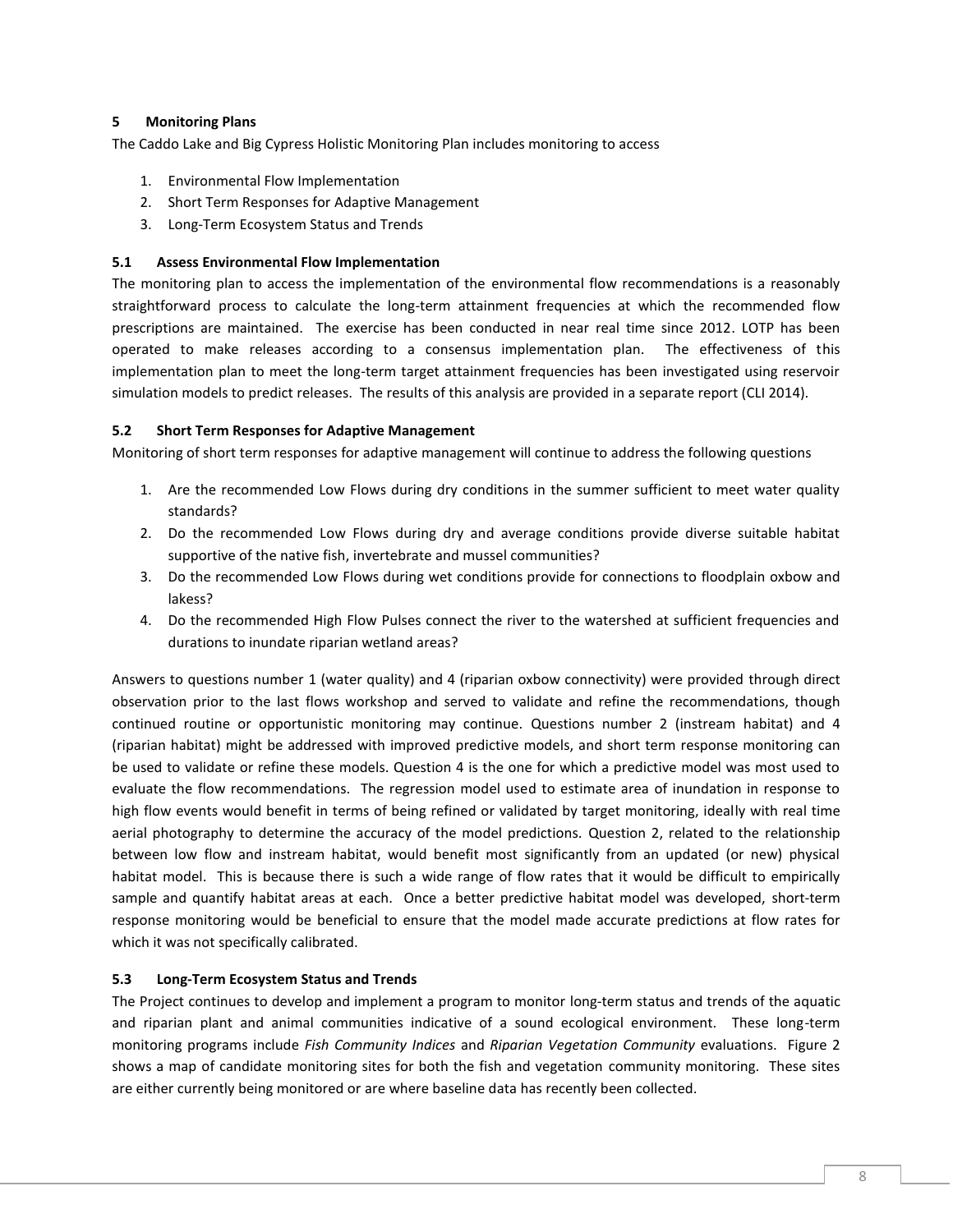## 5 Monitoring Plans

The Caddo Lake and Big Cypress Holistic Monitoring Plan includes monitoring to access

1. Environmental Flow Implementation
2. Short Term Responses for Adaptive Management
3. Long-Term Ecosystem Status and Trends

### 5.1 Assess Environmental Flow Implementation

The monitoring plan to access the implementation of the environmental flow recommendations is a reasonably straightforward process to calculate the long-term attainment frequencies at which the recommended flow prescriptions are maintained. The exercise has been conducted in near real time since 2012. LOTP has been operated to make releases according to a consensus implementation plan. The effectiveness of this implementation plan to meet the long-term target attainment frequencies has been investigated using reservoir simulation models to predict releases. The results of this analysis are provided in a separate report (CLI 2014).

### 5.2 Short Term Responses for Adaptive Management

Monitoring of short term responses for adaptive management will continue to address the following questions

1. Are the recommended Low Flows during dry conditions in the summer sufficient to meet water quality standards?
2. Do the recommended Low Flows during dry and average conditions provide diverse suitable habitat supportive of the native fish, invertebrate and mussel communities?
3. Do the recommended Low Flows during wet conditions provide for connections to floodplain oxbow and lakess?
4. Do the recommended High Flow Pulses connect the river to the watershed at sufficient frequencies and durations to inundate riparian wetland areas?

Answers to questions number 1 (water quality) and 4 (riparian oxbow connectivity) were provided through direct observation prior to the last flows workshop and served to validate and refine the recommendations, though continued routine or opportunistic monitoring may continue. Questions number 2 (instream habitat) and 4 (riparian habitat) might be addressed with improved predictive models, and short term response monitoring can be used to validate or refine these models. Question 4 is the one for which a predictive model was most used to evaluate the flow recommendations. The regression model used to estimate area of inundation in response to high flow events would benefit in terms of being refined or validated by target monitoring, ideally with real time aerial photography to determine the accuracy of the model predictions. Question 2, related to the relationship between low flow and instream habitat, would benefit most significantly from an updated (or new) physical habitat model. This is because there is such a wide range of flow rates that it would be difficult to empirically sample and quantify habitat areas at each. Once a better predictive habitat model was developed, short-term response monitoring would be beneficial to ensure that the model made accurate predictions at flow rates for which it was not specifically calibrated.

### 5.3 Long-Term Ecosystem Status and Trends

The Project continues to develop and implement a program to monitor long-term status and trends of the aquatic and riparian plant and animal communities indicative of a sound ecological environment. These long-term monitoring programs include *Fish Community Indices* and *Riparian Vegetation Community* evaluations. Figure 2 shows a map of candidate monitoring sites for both the fish and vegetation community monitoring. These sites are either currently being monitored or are where baseline data has recently been collected.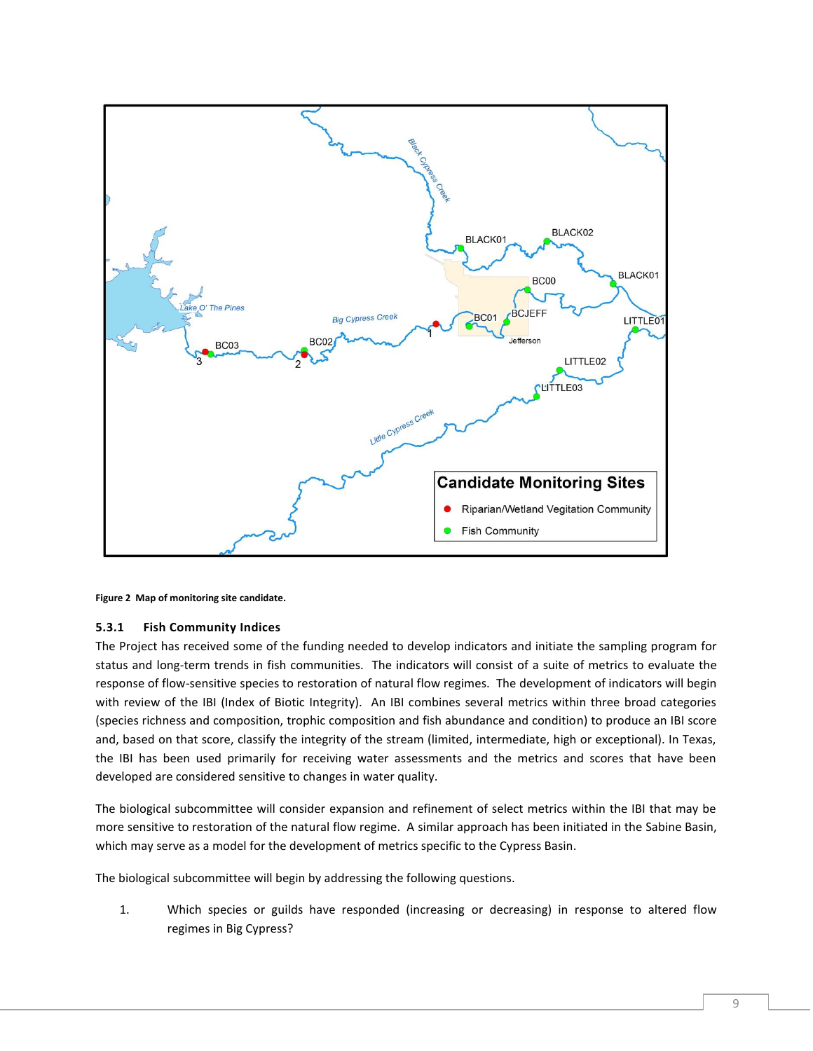Figure 2 Map of monitoring site candidate.

### 5.3.1 Fish Community Indices

The Project has received some of the funding needed to develop indicators and initiate the sampling program for status and long-term trends in fish communities. The indicators will consist of a suite of metrics to evaluate the response of flow-sensitive species to restoration of natural flow regimes. The development of indicators will begin with review of the IBI (Index of Biotic Integrity). An IBI combines several metrics within three broad categories (species richness and composition, trophic composition and fish abundance and condition) to produce an IBI score and, based on that score, classify the integrity of the stream (limited, intermediate, high or exceptional). In Texas, the IBI has been used primarily for receiving water assessments and the metrics and scores that have been developed are considered sensitive to changes in water quality.

The biological subcommittee will consider expansion and refinement of select metrics within the IBI that may be more sensitive to restoration of the natural flow regime. A similar approach has been initiated in the Sabine Basin, which may serve as a model for the development of metrics specific to the Cypress Basin.

The biological subcommittee will begin by addressing the following questions.

1. Which species or guilds have responded (increasing or decreasing) in response to altered flow regimes in Big Cypress?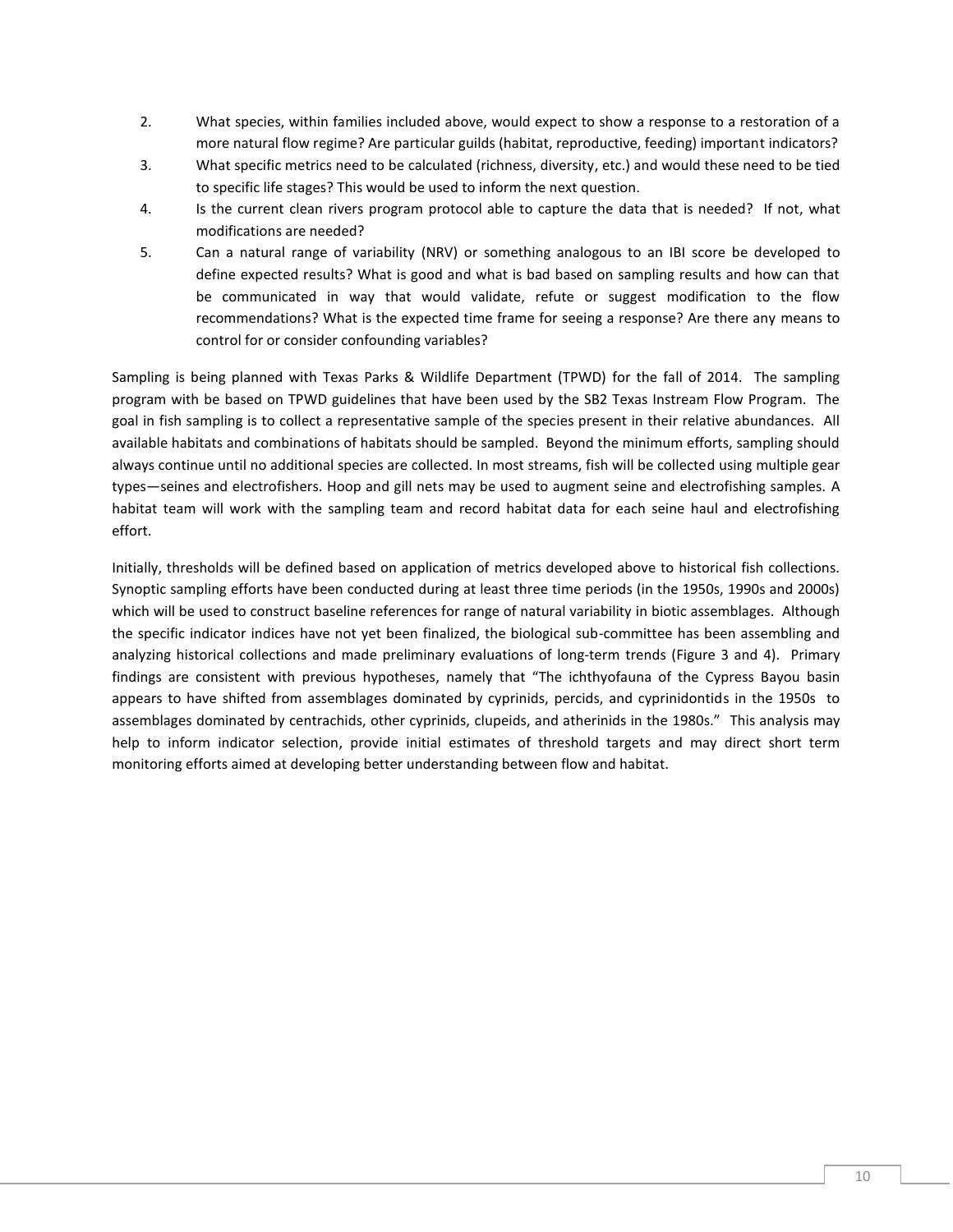2. What species, within families included above, would expect to show a response to a restoration of a more natural flow regime? Are particular guilds (habitat, reproductive, feeding) important indicators?
3. What specific metrics need to be calculated (richness, diversity, etc.) and would these need to be tied to specific life stages? This would be used to inform the next question.
4. Is the current clean rivers program protocol able to capture the data that is needed? If not, what modifications are needed?
5. Can a natural range of variability (NRV) or something analogous to an IBI score be developed to define expected results? What is good and what is bad based on sampling results and how can that be communicated in way that would validate, refute or suggest modification to the flow recommendations? What is the expected time frame for seeing a response? Are there any means to control for or consider confounding variables?

Sampling is being planned with Texas Parks & Wildlife Department (TPWD) for the fall of 2014. The sampling program with be based on TPWD guidelines that have been used by the SB2 Texas Instream Flow Program. The goal in fish sampling is to collect a representative sample of the species present in their relative abundances. All available habitats and combinations of habitats should be sampled. Beyond the minimum efforts, sampling should always continue until no additional species are collected. In most streams, fish will be collected using multiple gear types—seines and electrofishers. Hoop and gill nets may be used to augment seine and electrofishing samples. A habitat team will work with the sampling team and record habitat data for each seine haul and electrofishing effort.

Initially, thresholds will be defined based on application of metrics developed above to historical fish collections. Synoptic sampling efforts have been conducted during at least three time periods (in the 1950s, 1990s and 2000s) which will be used to construct baseline references for range of natural variability in biotic assemblages. Although the specific indicator indices have not yet been finalized, the biological sub-committee has been assembling and analyzing historical collections and made preliminary evaluations of long-term trends (Figure 3 and 4). Primary findings are consistent with previous hypotheses, namely that "The ichthyofauna of the Cypress Bayou basin appears to have shifted from assemblages dominated by cyprinids, percids, and cyprinidontids in the 1950s to assemblages dominated by centrachids, other cyprinids, clupeids, and atherinids in the 1980s." This analysis may help to inform indicator selection, provide initial estimates of threshold targets and may direct short term monitoring efforts aimed at developing better understanding between flow and habitat.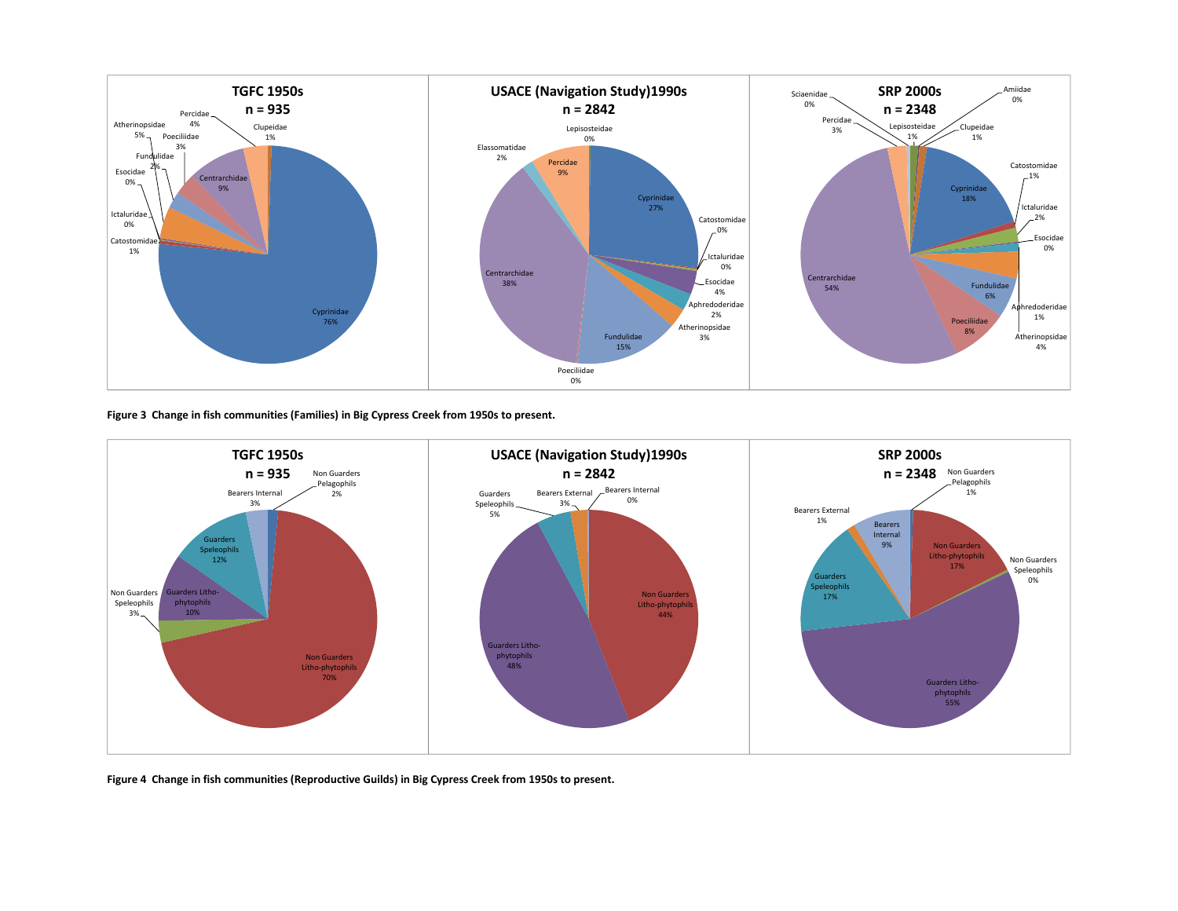Figure 3 Change in fish communities (Families) in Big Cypress Creek from 1950s to present.

Figure 4 Change in fish communities (Reproductive Guilds) in Big Cypress Creek from 1950s to present.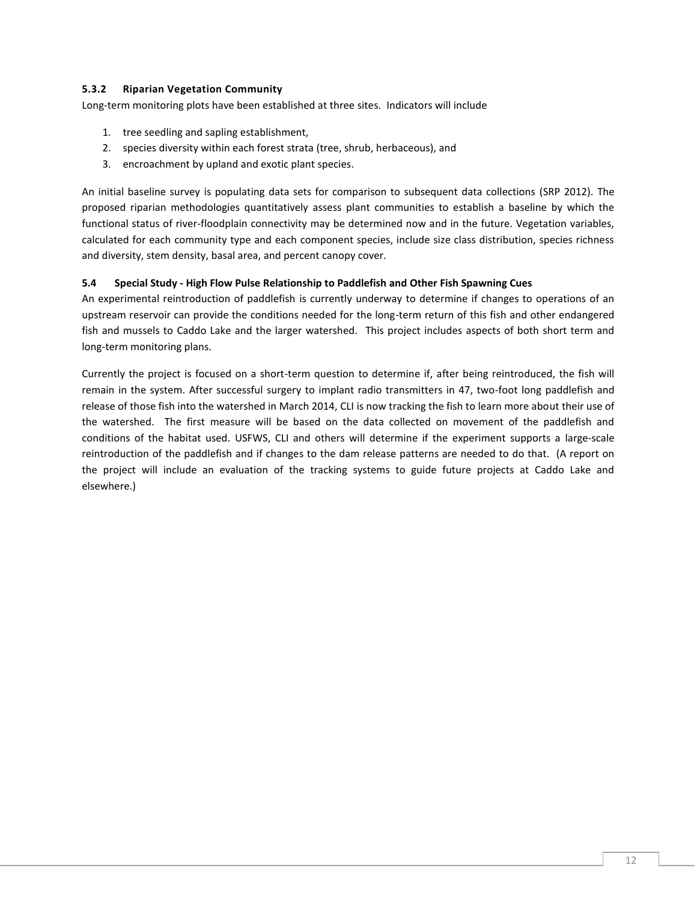### 5.3.2 Riparian Vegetation Community

Long-term monitoring plots have been established at three sites. Indicators will include

1. tree seedling and sapling establishment,
2. species diversity within each forest strata (tree, shrub, herbaceous), and
3. encroachment by upland and exotic plant species.

An initial baseline survey is populating data sets for comparison to subsequent data collections (SRP 2012). The proposed riparian methodologies quantitatively assess plant communities to establish a baseline by which the functional status of river-floodplain connectivity may be determined now and in the future. Vegetation variables, calculated for each community type and each component species, include size class distribution, species richness and diversity, stem density, basal area, and percent canopy cover.

### 5.4 Special Study - High Flow Pulse Relationship to Paddlefish and Other Fish Spawning Cues

An experimental reintroduction of paddlefish is currently underway to determine if changes to operations of an upstream reservoir can provide the conditions needed for the long-term return of this fish and other endangered fish and mussels to Caddo Lake and the larger watershed. This project includes aspects of both short term and long-term monitoring plans.

Currently the project is focused on a short-term question to determine if, after being reintroduced, the fish will remain in the system. After successful surgery to implant radio transmitters in 47, two-foot long paddlefish and release of those fish into the watershed in March 2014, CLI is now tracking the fish to learn more about their use of the watershed. The first measure will be based on the data collected on movement of the paddlefish and conditions of the habitat used. USFWS, CLI and others will determine if the experiment supports a large-scale reintroduction of the paddlefish and if changes to the dam release patterns are needed to do that. (A report on the project will include an evaluation of the tracking systems to guide future projects at Caddo Lake and elsewhere.)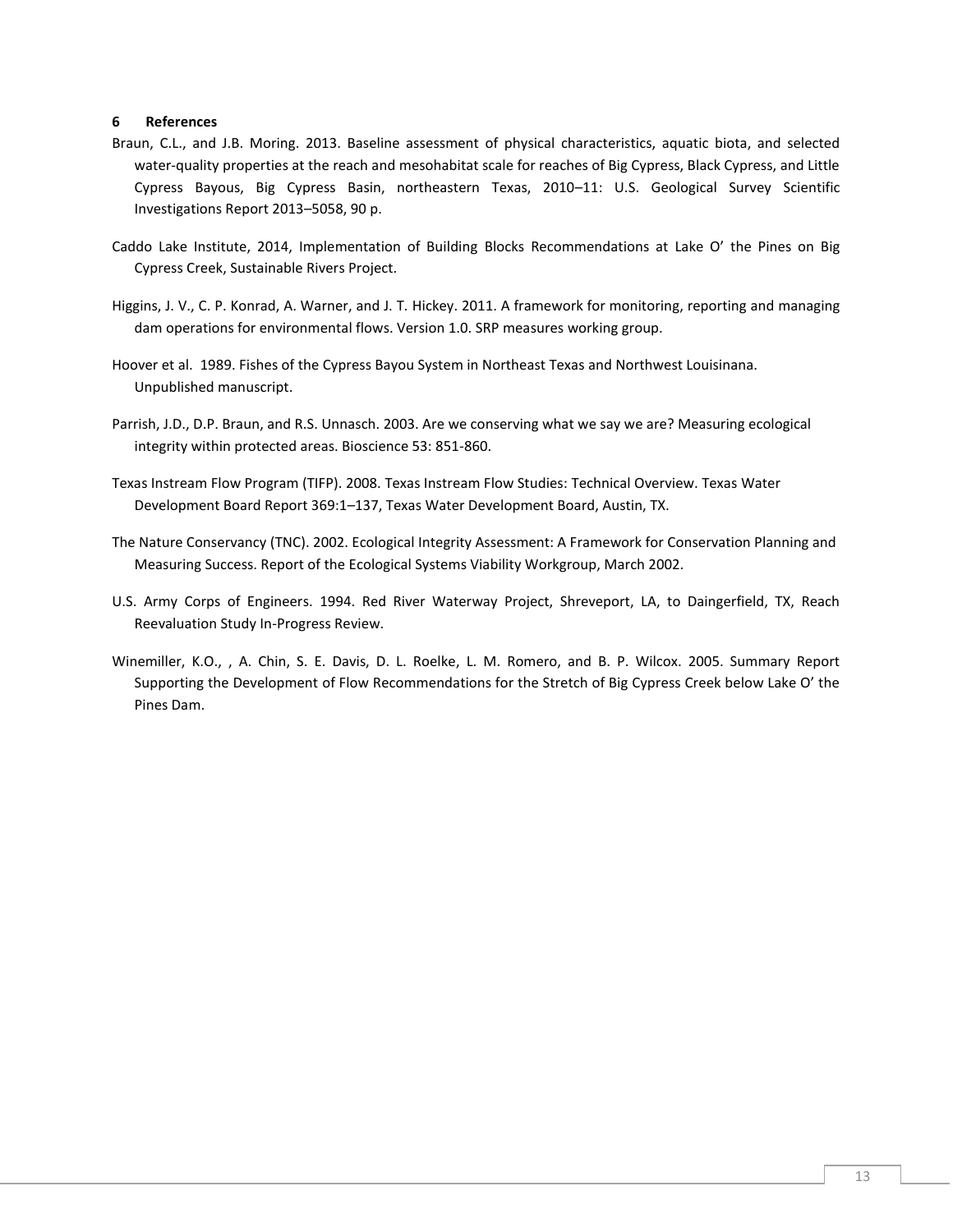## 6 References

Braun, C.L., and J.B. Moring. 2013. Baseline assessment of physical characteristics, aquatic biota, and selected water-quality properties at the reach and mesohabitat scale for reaches of Big Cypress, Black Cypress, and Little Cypress Bayous, Big Cypress Basin, northeastern Texas, 2010–11: U.S. Geological Survey Scientific Investigations Report 2013–5058, 90 p.

Caddo Lake Institute, 2014, Implementation of Building Blocks Recommendations at Lake O' the Pines on Big Cypress Creek, Sustainable Rivers Project.

Higgins, J. V., C. P. Konrad, A. Warner, and J. T. Hickey. 2011. A framework for monitoring, reporting and managing dam operations for environmental flows. Version 1.0. SRP measures working group.

Hoover et al. 1989. Fishes of the Cypress Bayou System in Northeast Texas and Northwest Louisinana. Unpublished manuscript.

Parrish, J.D., D.P. Braun, and R.S. Unnasch. 2003. Are we conserving what we say we are? Measuring ecological integrity within protected areas. Bioscience 53: 851-860.

Texas Instream Flow Program (TIFP). 2008. Texas Instream Flow Studies: Technical Overview. Texas Water Development Board Report 369:1–137, Texas Water Development Board, Austin, TX.

The Nature Conservancy (TNC). 2002. Ecological Integrity Assessment: A Framework for Conservation Planning and Measuring Success. Report of the Ecological Systems Viability Workgroup, March 2002.

U.S. Army Corps of Engineers. 1994. Red River Waterway Project, Shreveport, LA, to Daingerfield, TX, Reach Reevaluation Study In-Progress Review.

Winemiller, K.O., , A. Chin, S. E. Davis, D. L. Roelke, L. M. Romero, and B. P. Wilcox. 2005. Summary Report Supporting the Development of Flow Recommendations for the Stretch of Big Cypress Creek below Lake O' the Pines Dam.